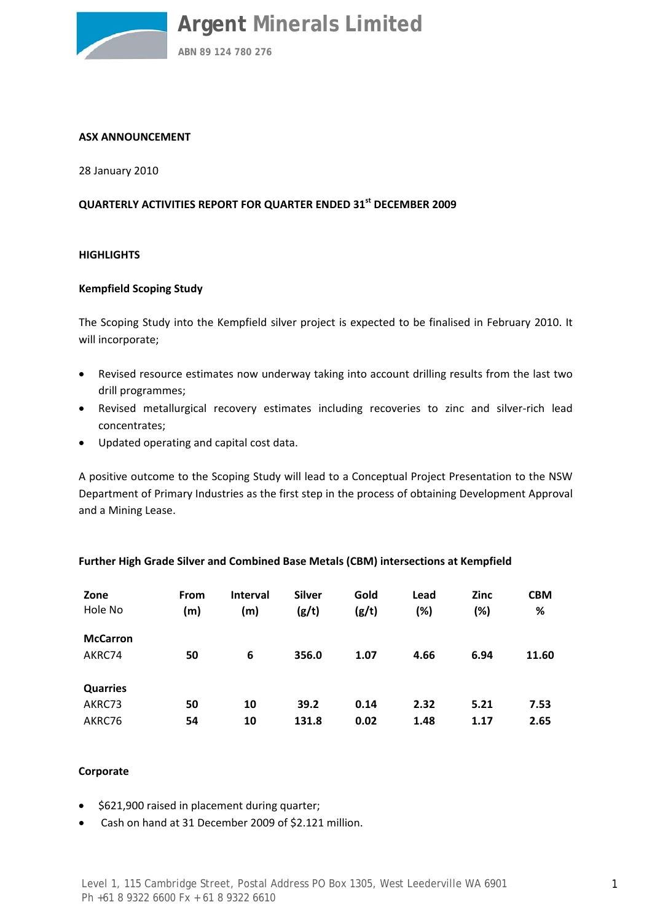# Argent Minerals Limited

ABN 89 124 780 276

**ASX ANNOUNCEMENT**

28 January 2010

**QUARTERLY ACTIVITIES REPORT FOR QUARTER ENDED 31st DECEMBER 2009**

## HIGHLIGHTS

### Kempfield Scoping Study

The Scoping Study into the Kempfield silver project is expected to be finalised in February 2010. It will incorporate;

- Revised resource estimates now underway taking into account drilling results from the last two drill programmes;
- Revised metallurgical recovery estimates including recoveries to zinc and silver-rich lead concentrates;
- Updated operating and capital cost data.

A positive outcome to the Scoping Study will lead to a Conceptual Project Presentation to the NSW Department of Primary Industries as the first step in the process of obtaining Development Approval and a Mining Lease.

### Further High Grade Silver and Combined Base Metals (CBM) intersections at Kempfield

| Zone<br>Hole No | From (m) | Interval (m) | Silver (g/t) | Gold (g/t) | Lead (%) | Zinc (%) | CBM % |
|---|---|---|---|---|---|---|---|
| **McCarron** | | | | | | | |
| AKRC74 | **50** | **6** | **356.0** | **1.07** | **4.66** | **6.94** | **11.60** |
| **Quarries** | | | | | | | |
| AKRC73 | **50** | **10** | **39.2** | **0.14** | **2.32** | **5.21** | **7.53** |
| AKRC76 | **54** | **10** | **131.8** | **0.02** | **1.48** | **1.17** | **2.65** |

### Corporate

- $621,900 raised in placement during quarter;
- Cash on hand at 31 December 2009 of $2.121 million.

Level 1, 115 Cambridge Street, Postal Address PO Box 1305, West Leederville WA 6901
Ph +61 8 9322 6600 Fx + 61 8 9322 6610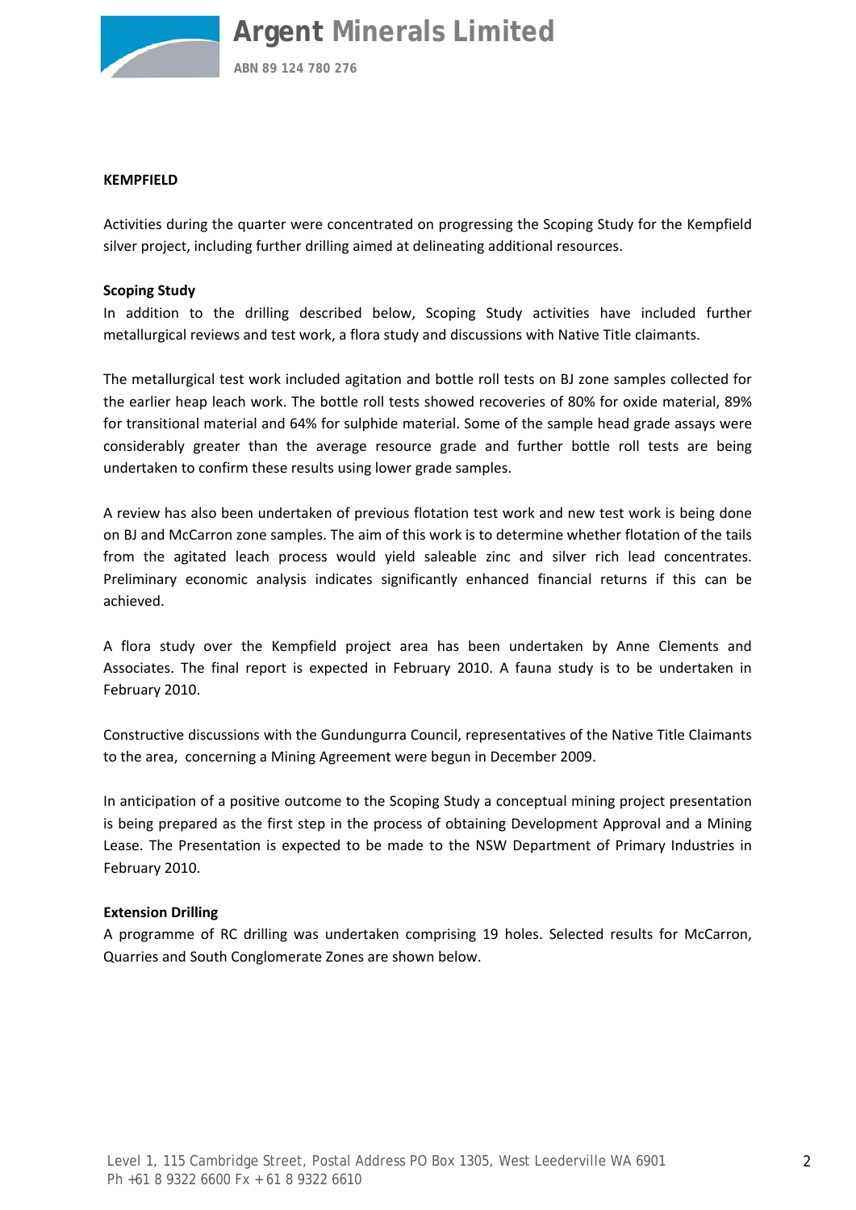## KEMPFIELD

Activities during the quarter were concentrated on progressing the Scoping Study for the Kempfield silver project, including further drilling aimed at delineating additional resources.

### Scoping Study

In addition to the drilling described below, Scoping Study activities have included further metallurgical reviews and test work, a flora study and discussions with Native Title claimants.

The metallurgical test work included agitation and bottle roll tests on BJ zone samples collected for the earlier heap leach work. The bottle roll tests showed recoveries of 80% for oxide material, 89% for transitional material and 64% for sulphide material. Some of the sample head grade assays were considerably greater than the average resource grade and further bottle roll tests are being undertaken to confirm these results using lower grade samples.

A review has also been undertaken of previous flotation test work and new test work is being done on BJ and McCarron zone samples. The aim of this work is to determine whether flotation of the tails from the agitated leach process would yield saleable zinc and silver rich lead concentrates. Preliminary economic analysis indicates significantly enhanced financial returns if this can be achieved.

A flora study over the Kempfield project area has been undertaken by Anne Clements and Associates. The final report is expected in February 2010. A fauna study is to be undertaken in February 2010.

Constructive discussions with the Gundungurra Council, representatives of the Native Title Claimants to the area, concerning a Mining Agreement were begun in December 2009.

In anticipation of a positive outcome to the Scoping Study a conceptual mining project presentation is being prepared as the first step in the process of obtaining Development Approval and a Mining Lease. The Presentation is expected to be made to the NSW Department of Primary Industries in February 2010.

### Extension Drilling

A programme of RC drilling was undertaken comprising 19 holes. Selected results for McCarron, Quarries and South Conglomerate Zones are shown below.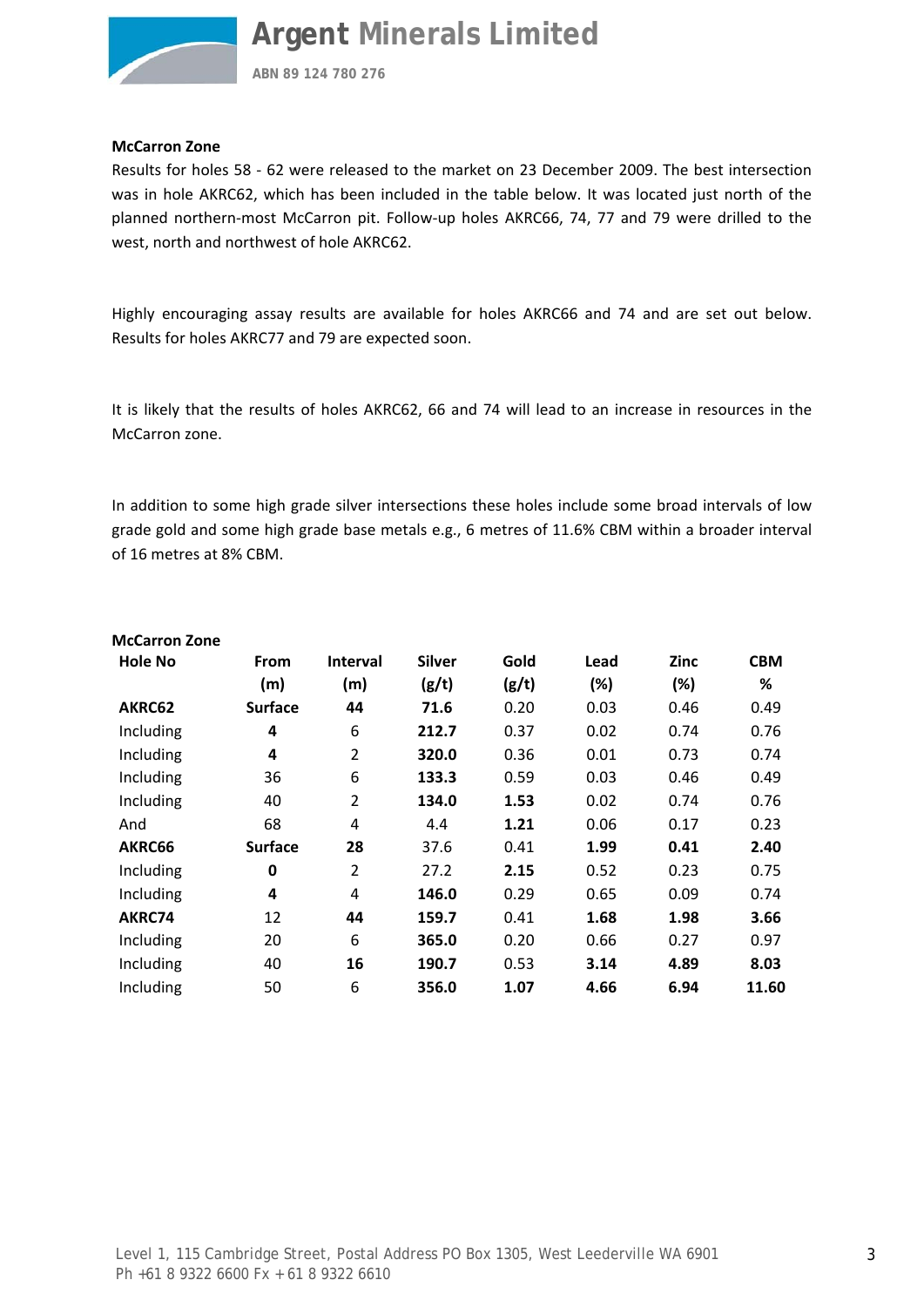**McCarron Zone**

Results for holes 58 - 62 were released to the market on 23 December 2009. The best intersection was in hole AKRC62, which has been included in the table below. It was located just north of the planned northern-most McCarron pit. Follow-up holes AKRC66, 74, 77 and 79 were drilled to the west, north and northwest of hole AKRC62.

Highly encouraging assay results are available for holes AKRC66 and 74 and are set out below. Results for holes AKRC77 and 79 are expected soon.

It is likely that the results of holes AKRC62, 66 and 74 will lead to an increase in resources in the McCarron zone.

In addition to some high grade silver intersections these holes include some broad intervals of low grade gold and some high grade base metals e.g., 6 metres of 11.6% CBM within a broader interval of 16 metres at 8% CBM.

**McCarron Zone**

| Hole No | From (m) | Interval (m) | Silver (g/t) | Gold (g/t) | Lead (%) | Zinc (%) | CBM % |
|---|---|---|---|---|---|---|---|
| **AKRC62** | **Surface** | **44** | **71.6** | 0.20 | 0.03 | 0.46 | 0.49 |
| Including | **4** | 6 | **212.7** | 0.37 | 0.02 | 0.74 | 0.76 |
| Including | **4** | 2 | **320.0** | 0.36 | 0.01 | 0.73 | 0.74 |
| Including | 36 | 6 | **133.3** | 0.59 | 0.03 | 0.46 | 0.49 |
| Including | 40 | 2 | **134.0** | **1.53** | 0.02 | 0.74 | 0.76 |
| And | 68 | 4 | 4.4 | **1.21** | 0.06 | 0.17 | 0.23 |
| **AKRC66** | **Surface** | **28** | 37.6 | 0.41 | **1.99** | **0.41** | **2.40** |
| Including | **0** | 2 | 27.2 | **2.15** | 0.52 | 0.23 | 0.75 |
| Including | **4** | 4 | **146.0** | 0.29 | 0.65 | 0.09 | 0.74 |
| **AKRC74** | 12 | **44** | **159.7** | 0.41 | **1.68** | **1.98** | **3.66** |
| Including | 20 | 6 | **365.0** | 0.20 | 0.66 | 0.27 | 0.97 |
| Including | 40 | **16** | **190.7** | 0.53 | **3.14** | **4.89** | **8.03** |
| Including | 50 | 6 | **356.0** | **1.07** | **4.66** | **6.94** | **11.60** |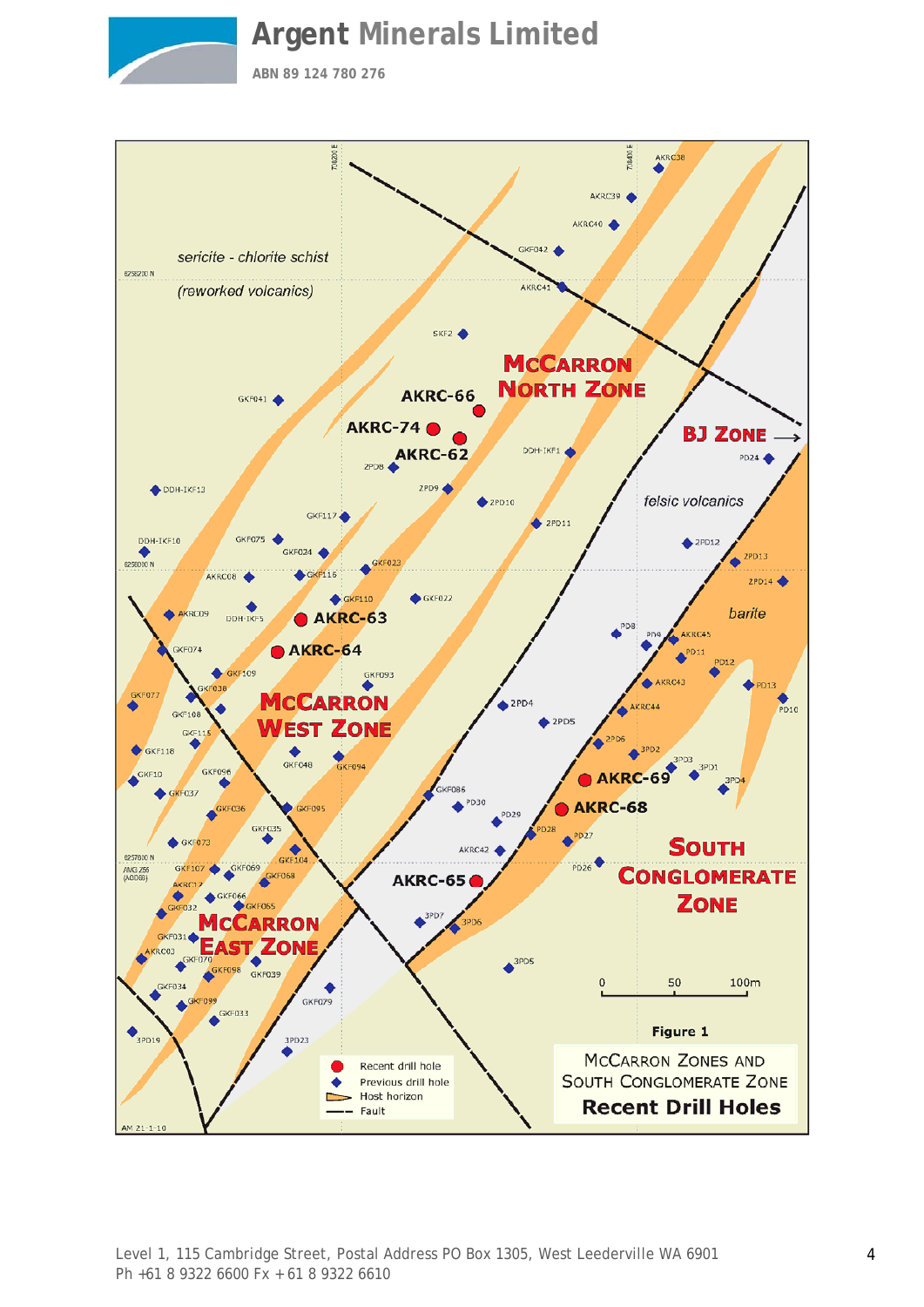**Figure 1**

McCarron Zones and South Conglomerate Zone

**Recent Drill Holes**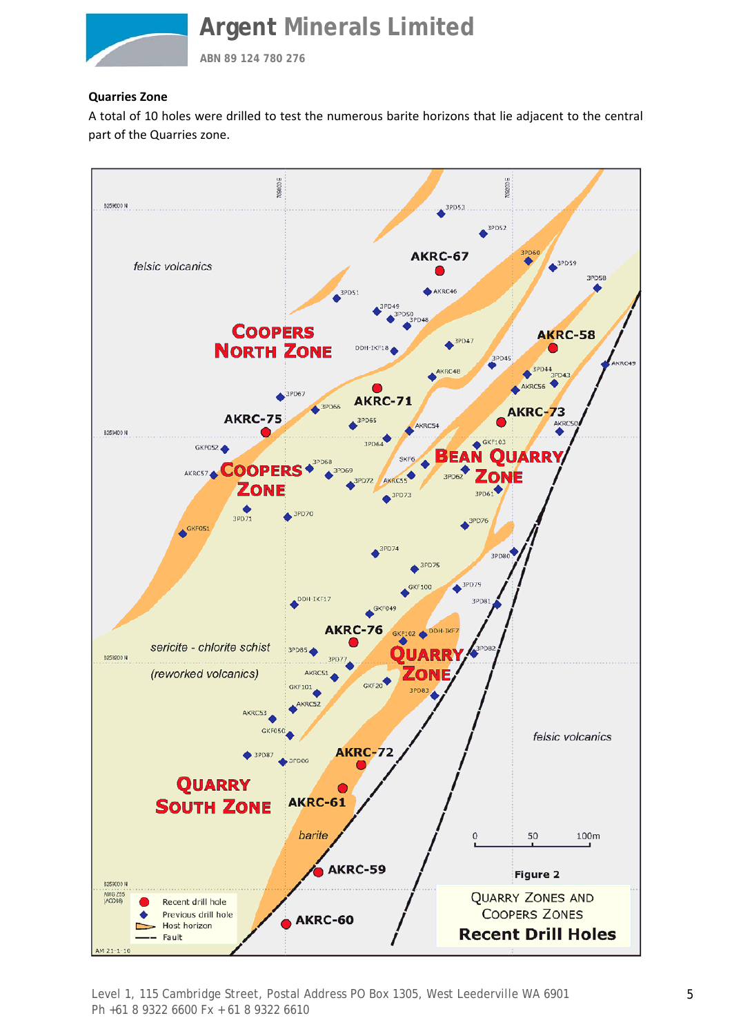**Quarries Zone**

A total of 10 holes were drilled to test the numerous barite horizons that lie adjacent to the central part of the Quarries zone.

Figure 2

QUARRY ZONES AND COOPERS ZONES

**Recent Drill Holes**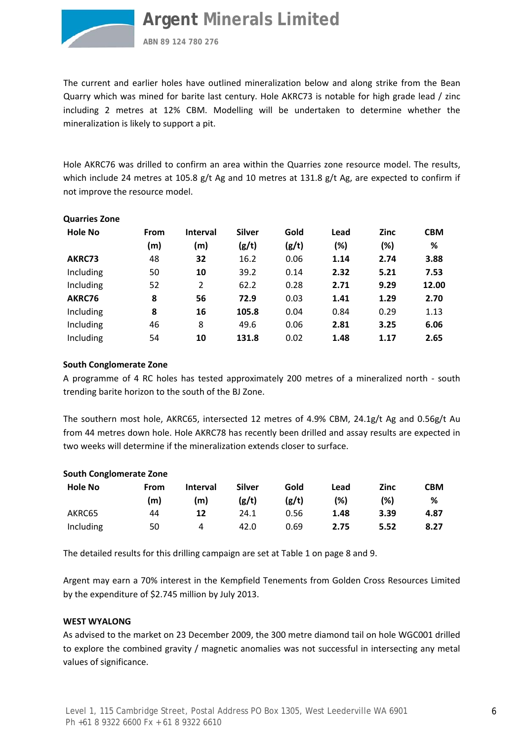The current and earlier holes have outlined mineralization below and along strike from the Bean Quarry which was mined for barite last century. Hole AKRC73 is notable for high grade lead / zinc including 2 metres at 12% CBM. Modelling will be undertaken to determine whether the mineralization is likely to support a pit.

Hole AKRC76 was drilled to confirm an area within the Quarries zone resource model. The results, which include 24 metres at 105.8 g/t Ag and 10 metres at 131.8 g/t Ag, are expected to confirm if not improve the resource model.

**Quarries Zone**

| Hole No | From (m) | Interval (m) | Silver (g/t) | Gold (g/t) | Lead (%) | Zinc (%) | CBM % |
|---|---|---|---|---|---|---|---|
| **AKRC73** | 48 | **32** | 16.2 | 0.06 | **1.14** | **2.74** | **3.88** |
| Including | 50 | **10** | 39.2 | 0.14 | **2.32** | **5.21** | **7.53** |
| Including | 52 | 2 | 62.2 | 0.28 | **2.71** | **9.29** | **12.00** |
| **AKRC76** | **8** | **56** | **72.9** | 0.03 | **1.41** | **1.29** | **2.70** |
| Including | **8** | **16** | **105.8** | 0.04 | 0.84 | 0.29 | 1.13 |
| Including | 46 | 8 | 49.6 | 0.06 | **2.81** | **3.25** | **6.06** |
| Including | 54 | **10** | **131.8** | 0.02 | **1.48** | **1.17** | **2.65** |

**South Conglomerate Zone**

A programme of 4 RC holes has tested approximately 200 metres of a mineralized north - south trending barite horizon to the south of the BJ Zone.

The southern most hole, AKRC65, intersected 12 metres of 4.9% CBM, 24.1g/t Ag and 0.56g/t Au from 44 metres down hole. Hole AKRC78 has recently been drilled and assay results are expected in two weeks will determine if the mineralization extends closer to surface.

**South Conglomerate Zone**

| Hole No | From (m) | Interval (m) | Silver (g/t) | Gold (g/t) | Lead (%) | Zinc (%) | CBM % |
|---|---|---|---|---|---|---|---|
| AKRC65 | 44 | **12** | 24.1 | 0.56 | **1.48** | **3.39** | **4.87** |
| Including | 50 | 4 | 42.0 | 0.69 | **2.75** | **5.52** | **8.27** |

The detailed results for this drilling campaign are set at Table 1 on page 8 and 9.

Argent may earn a 70% interest in the Kempfield Tenements from Golden Cross Resources Limited by the expenditure of $2.745 million by July 2013.

**WEST WYALONG**

As advised to the market on 23 December 2009, the 300 metre diamond tail on hole WGC001 drilled to explore the combined gravity / magnetic anomalies was not successful in intersecting any metal values of significance.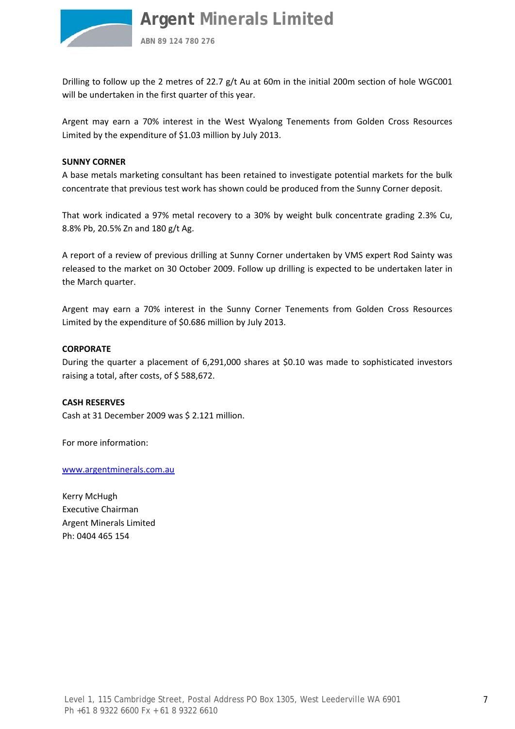Drilling to follow up the 2 metres of 22.7 g/t Au at 60m in the initial 200m section of hole WGC001 will be undertaken in the first quarter of this year.

Argent may earn a 70% interest in the West Wyalong Tenements from Golden Cross Resources Limited by the expenditure of $1.03 million by July 2013.

**SUNNY CORNER**

A base metals marketing consultant has been retained to investigate potential markets for the bulk concentrate that previous test work has shown could be produced from the Sunny Corner deposit.

That work indicated a 97% metal recovery to a 30% by weight bulk concentrate grading 2.3% Cu, 8.8% Pb, 20.5% Zn and 180 g/t Ag.

A report of a review of previous drilling at Sunny Corner undertaken by VMS expert Rod Sainty was released to the market on 30 October 2009. Follow up drilling is expected to be undertaken later in the March quarter.

Argent may earn a 70% interest in the Sunny Corner Tenements from Golden Cross Resources Limited by the expenditure of $0.686 million by July 2013.

**CORPORATE**

During the quarter a placement of 6,291,000 shares at $0.10 was made to sophisticated investors raising a total, after costs, of $ 588,672.

**CASH RESERVES**

Cash at 31 December 2009 was $ 2.121 million.

For more information:

www.argentminerals.com.au

Kerry McHugh
Executive Chairman
Argent Minerals Limited
Ph: 0404 465 154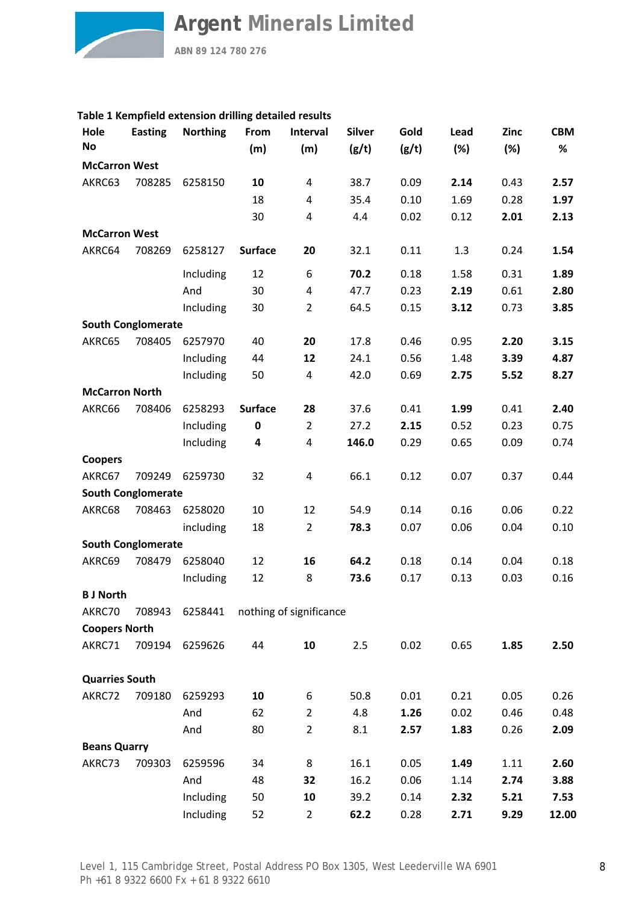**Table 1 Kempfield extension drilling detailed results**

| Hole No | Easting | Northing | From (m) | Interval (m) | Silver (g/t) | Gold (g/t) | Lead (%) | Zinc (%) | CBM % |
|---|---|---|---|---|---|---|---|---|---|
| **McCarron West** | | | | | | | | | |
| AKRC63 | 708285 | 6258150 | **10** | 4 | 38.7 | 0.09 | **2.14** | 0.43 | **2.57** |
| | | | 18 | 4 | 35.4 | 0.10 | 1.69 | 0.28 | **1.97** |
| | | | 30 | 4 | 4.4 | 0.02 | 0.12 | **2.01** | **2.13** |
| **McCarron West** | | | | | | | | | |
| AKRC64 | 708269 | 6258127 | **Surface** | **20** | 32.1 | 0.11 | 1.3 | 0.24 | **1.54** |
| | | Including | 12 | 6 | **70.2** | 0.18 | 1.58 | 0.31 | **1.89** |
| | | And | 30 | 4 | 47.7 | 0.23 | **2.19** | 0.61 | **2.80** |
| | | Including | 30 | 2 | 64.5 | 0.15 | **3.12** | 0.73 | **3.85** |
| **South Conglomerate** | | | | | | | | | |
| AKRC65 | 708405 | 6257970 | 40 | **20** | 17.8 | 0.46 | 0.95 | **2.20** | **3.15** |
| | | Including | 44 | **12** | 24.1 | 0.56 | 1.48 | **3.39** | **4.87** |
| | | Including | 50 | 4 | 42.0 | 0.69 | **2.75** | **5.52** | **8.27** |
| **McCarron North** | | | | | | | | | |
| AKRC66 | 708406 | 6258293 | **Surface** | **28** | 37.6 | 0.41 | **1.99** | 0.41 | **2.40** |
| | | Including | **0** | 2 | 27.2 | **2.15** | 0.52 | 0.23 | 0.75 |
| | | Including | **4** | 4 | **146.0** | 0.29 | 0.65 | 0.09 | 0.74 |
| **Coopers** | | | | | | | | | |
| AKRC67 | 709249 | 6259730 | 32 | 4 | 66.1 | 0.12 | 0.07 | 0.37 | 0.44 |
| **South Conglomerate** | | | | | | | | | |
| AKRC68 | 708463 | 6258020 | 10 | 12 | 54.9 | 0.14 | 0.16 | 0.06 | 0.22 |
| | | including | 18 | 2 | **78.3** | 0.07 | 0.06 | 0.04 | 0.10 |
| **South Conglomerate** | | | | | | | | | |
| AKRC69 | 708479 | 6258040 | 12 | **16** | **64.2** | 0.18 | 0.14 | 0.04 | 0.18 |
| | | Including | 12 | 8 | **73.6** | 0.17 | 0.13 | 0.03 | 0.16 |
| **B J North** | | | | | | | | | |
| AKRC70 | 708943 | 6258441 | nothing of significance | | | | | | |
| **Coopers North** | | | | | | | | | |
| AKRC71 | 709194 | 6259626 | 44 | **10** | 2.5 | 0.02 | 0.65 | **1.85** | **2.50** |
| **Quarries South** | | | | | | | | | |
| AKRC72 | 709180 | 6259293 | **10** | 6 | 50.8 | 0.01 | 0.21 | 0.05 | 0.26 |
| | | And | 62 | 2 | 4.8 | **1.26** | 0.02 | 0.46 | 0.48 |
| | | And | 80 | 2 | 8.1 | **2.57** | **1.83** | 0.26 | **2.09** |
| **Beans Quarry** | | | | | | | | | |
| AKRC73 | 709303 | 6259596 | 34 | 8 | 16.1 | 0.05 | **1.49** | 1.11 | **2.60** |
| | | And | 48 | **32** | 16.2 | 0.06 | 1.14 | **2.74** | **3.88** |
| | | Including | 50 | **10** | 39.2 | 0.14 | **2.32** | **5.21** | **7.53** |
| | | Including | 52 | 2 | **62.2** | 0.28 | **2.71** | **9.29** | **12.00** |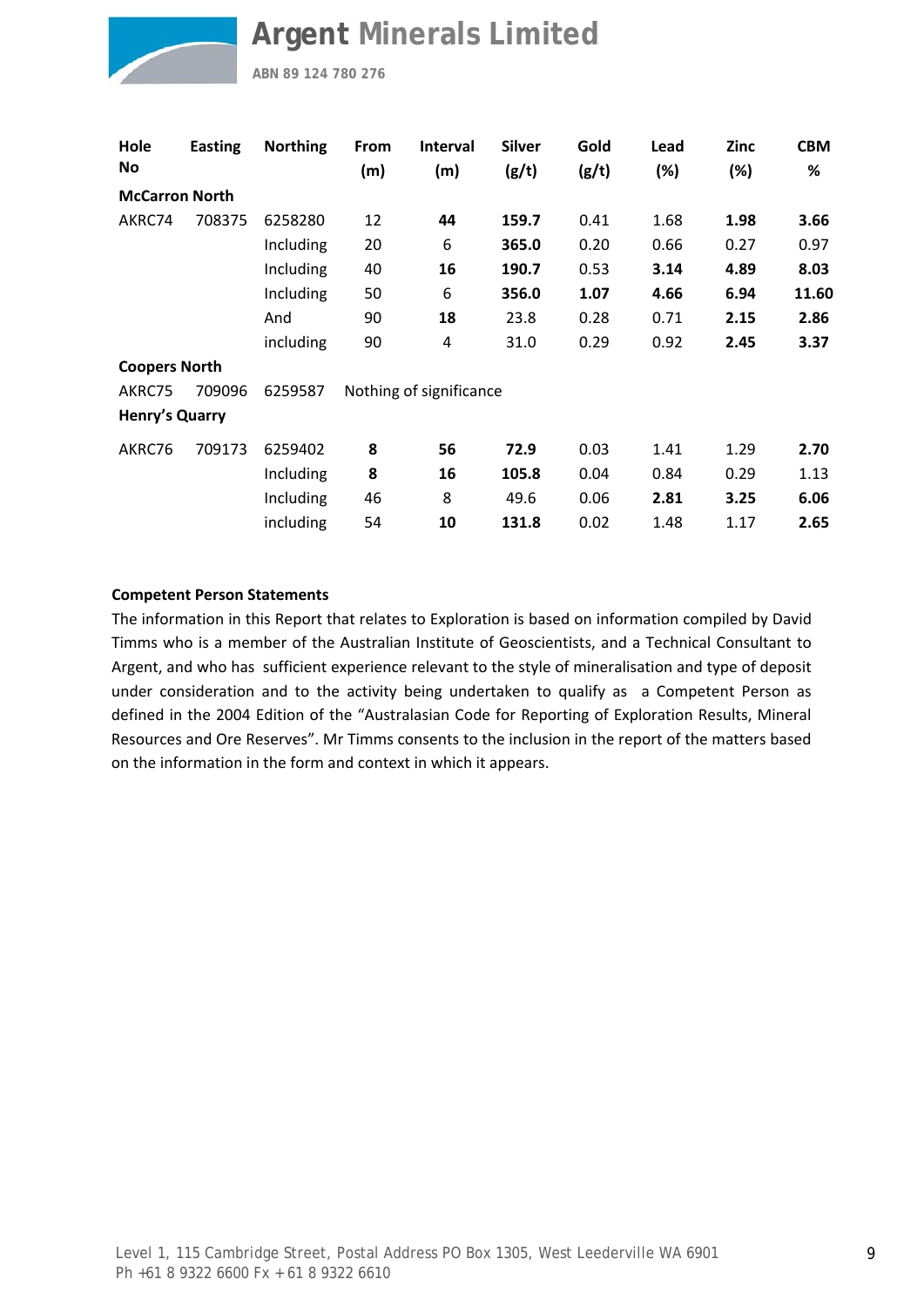| Hole No | Easting | Northing | From (m) | Interval (m) | Silver (g/t) | Gold (g/t) | Lead (%) | Zinc (%) | CBM % |
|---|---|---|---|---|---|---|---|---|---|
| **McCarron North** | | | | | | | | | |
| AKRC74 | 708375 | 6258280 | 12 | **44** | **159.7** | 0.41 | 1.68 | **1.98** | **3.66** |
| | | Including | 20 | 6 | **365.0** | 0.20 | 0.66 | 0.27 | 0.97 |
| | | Including | 40 | **16** | **190.7** | 0.53 | **3.14** | **4.89** | **8.03** |
| | | Including | 50 | 6 | **356.0** | **1.07** | **4.66** | **6.94** | **11.60** |
| | | And | 90 | **18** | 23.8 | 0.28 | 0.71 | **2.15** | **2.86** |
| | | including | 90 | 4 | 31.0 | 0.29 | 0.92 | **2.45** | **3.37** |
| **Coopers North** | | | | | | | | | |
| AKRC75 | 709096 | 6259587 | Nothing of significance | | | | | | |
| **Henry's Quarry** | | | | | | | | | |
| AKRC76 | 709173 | 6259402 | **8** | **56** | **72.9** | 0.03 | 1.41 | 1.29 | **2.70** |
| | | Including | **8** | **16** | **105.8** | 0.04 | 0.84 | 0.29 | 1.13 |
| | | Including | 46 | 8 | 49.6 | 0.06 | **2.81** | **3.25** | **6.06** |
| | | including | 54 | **10** | **131.8** | 0.02 | 1.48 | 1.17 | **2.65** |

**Competent Person Statements**

The information in this Report that relates to Exploration is based on information compiled by David Timms who is a member of the Australian Institute of Geoscientists, and a Technical Consultant to Argent, and who has sufficient experience relevant to the style of mineralisation and type of deposit under consideration and to the activity being undertaken to qualify as a Competent Person as defined in the 2004 Edition of the "Australasian Code for Reporting of Exploration Results, Mineral Resources and Ore Reserves". Mr Timms consents to the inclusion in the report of the matters based on the information in the form and context in which it appears.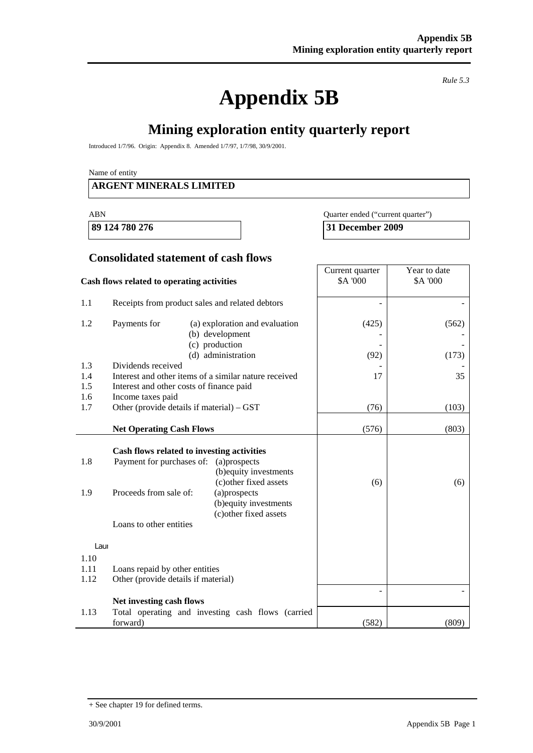# Appendix 5B

*Rule 5.3*

## Mining exploration entity quarterly report

Introduced 1/7/96. Origin: Appendix 8. Amended 1/7/97, 1/7/98, 30/9/2001.

Name of entity

**ARGENT MINERALS LIMITED**

| ABN | Quarter ended ("current quarter") |
|---|---|
| **89 124 780 276** | **31 December 2009** |

### Consolidated statement of cash flows

| | Cash flows related to operating activities | Current quarter $A '000 | Year to date $A '000 |
|---|---|---|---|
| 1.1 | Receipts from product sales and related debtors | - | - |
| 1.2 | Payments for (a) exploration and evaluation | (425) | (562) |
| | (b) development | - | - |
| | (c) production | - | - |
| | (d) administration | (92) | (173) |
| 1.3 | Dividends received | - | - |
| 1.4 | Interest and other items of a similar nature received | 17 | 35 |
| 1.5 | Interest and other costs of finance paid | | |
| 1.6 | Income taxes paid | | |
| 1.7 | Other (provide details if material) – GST | (76) | (103) |
| | **Net Operating Cash Flows** | (576) | (803) |
| | **Cash flows related to investing activities** | | |
| 1.8 | Payment for purchases of: (a)prospects | | |
| | (b)equity investments | | |
| | (c)other fixed assets | (6) | (6) |
| 1.9 | Proceeds from sale of: (a)prospects | | |
| | (b)equity investments | | |
| | (c)other fixed assets | | |
| 1.10 | Loans to other entities | | |
| 1.11 | Loans repaid by other entities | | |
| 1.12 | Other (provide details if material) | | |
| | **Net investing cash flows** | - | - |
| 1.13 | Total operating and investing cash flows (carried forward) | (582) | (809) |

+ See chapter 19 for defined terms.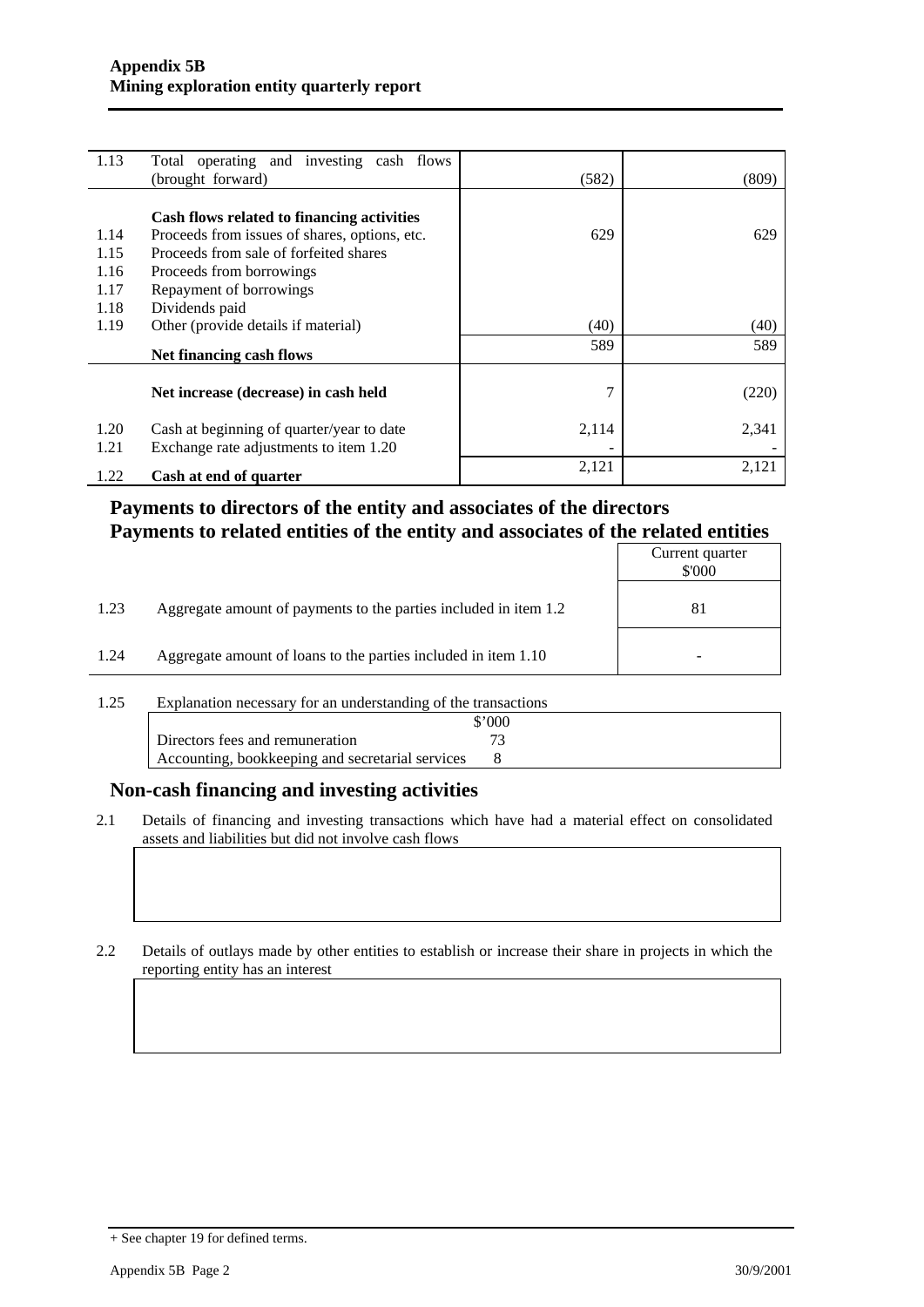| | | | |
|---|---|---|---|
| 1.13 | Total operating and investing cash flows (brought forward) | (582) | (809) |
| | **Cash flows related to financing activities** | | |
| 1.14 | Proceeds from issues of shares, options, etc. | 629 | 629 |
| 1.15 | Proceeds from sale of forfeited shares | | |
| 1.16 | Proceeds from borrowings | | |
| 1.17 | Repayment of borrowings | | |
| 1.18 | Dividends paid | | |
| 1.19 | Other (provide details if material) | (40) | (40) |
| | **Net financing cash flows** | 589 | 589 |
| | **Net increase (decrease) in cash held** | 7 | (220) |
| 1.20 | Cash at beginning of quarter/year to date | 2,114 | 2,341 |
| 1.21 | Exchange rate adjustments to item 1.20 | - | - |
| 1.22 | **Cash at end of quarter** | 2,121 | 2,121 |

## Payments to directors of the entity and associates of the directors
## Payments to related entities of the entity and associates of the related entities

| | | Current quarter $'000 |
|---|---|---|
| 1.23 | Aggregate amount of payments to the parties included in item 1.2 | 81 |
| 1.24 | Aggregate amount of loans to the parties included in item 1.10 | - |

1.25 Explanation necessary for an understanding of the transactions

| | $'000 |
|---|---|
| Directors fees and remuneration | 73 |
| Accounting, bookkeeping and secretarial services | 8 |

## Non-cash financing and investing activities

2.1 Details of financing and investing transactions which have had a material effect on consolidated assets and liabilities but did not involve cash flows

2.2 Details of outlays made by other entities to establish or increase their share in projects in which the reporting entity has an interest

+ See chapter 19 for defined terms.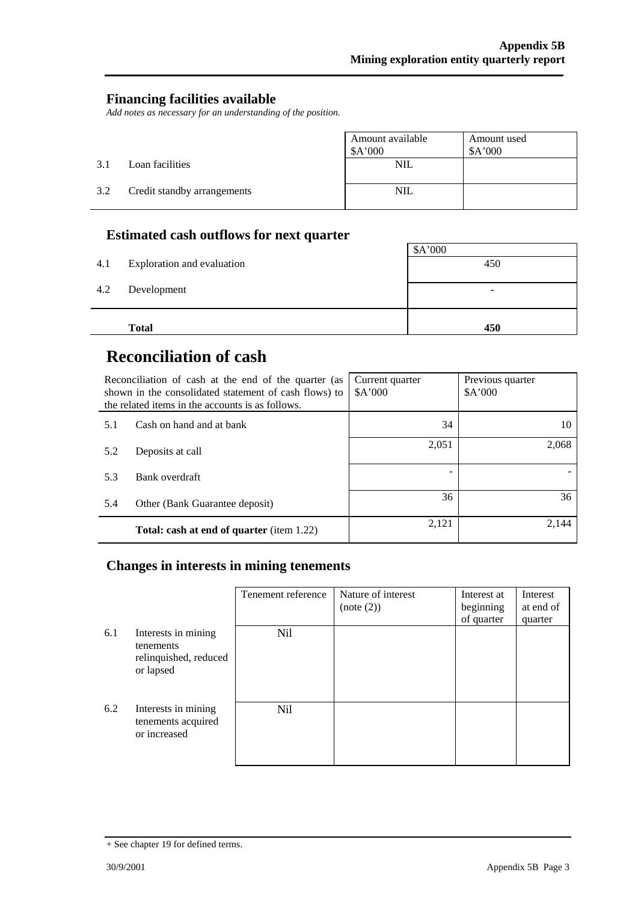## Financing facilities available

*Add notes as necessary for an understanding of the position.*

| | | Amount available $A'000 | Amount used $A'000 |
|---|---|---|---|
| 3.1 | Loan facilities | NIL | |
| 3.2 | Credit standby arrangements | NIL | |

## Estimated cash outflows for next quarter

| | | $A'000 |
|---|---|---|
| 4.1 | Exploration and evaluation | 450 |
| 4.2 | Development | - |
| | **Total** | **450** |

# Reconciliation of cash

| Reconciliation of cash at the end of the quarter (as shown in the consolidated statement of cash flows) to the related items in the accounts is as follows. | | Current quarter $A'000 | Previous quarter $A'000 |
|---|---|---|---|
| 5.1 | Cash on hand and at bank | 34 | 10 |
| 5.2 | Deposits at call | 2,051 | 2,068 |
| 5.3 | Bank overdraft | - | - |
| 5.4 | Other (Bank Guarantee deposit) | 36 | 36 |
| | **Total: cash at end of quarter** (item 1.22) | 2,121 | 2,144 |

## Changes in interests in mining tenements

| | | Tenement reference | Nature of interest (note (2)) | Interest at beginning of quarter | Interest at end of quarter |
|---|---|---|---|---|---|
| 6.1 | Interests in mining tenements relinquished, reduced or lapsed | Nil | | | |
| 6.2 | Interests in mining tenements acquired or increased | Nil | | | |

+ See chapter 19 for defined terms.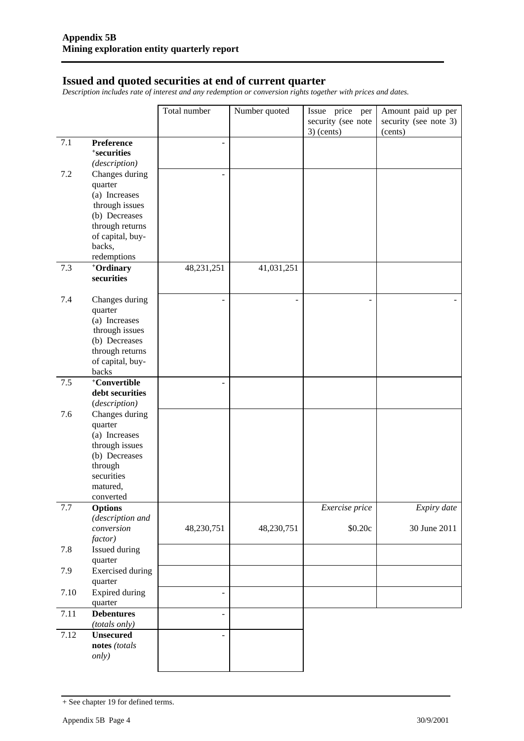## Issued and quoted securities at end of current quarter

*Description includes rate of interest and any redemption or conversion rights together with prices and dates.*

| | | Total number | Number quoted | Issue price per security (see note 3) (cents) | Amount paid up per security (see note 3) (cents) |
|---|---|---|---|---|---|
| 7.1 | **Preference +securities** *(description)* | - | | | |
| 7.2 | Changes during quarter (a) Increases through issues (b) Decreases through returns of capital, buy-backs, redemptions | - | | | |
| 7.3 | **+Ordinary securities** | 48,231,251 | 41,031,251 | | |
| 7.4 | Changes during quarter (a) Increases through issues (b) Decreases through returns of capital, buy-backs | - | - | - | - |
| 7.5 | **+Convertible debt securities** *(description)* | - | | | |
| 7.6 | Changes during quarter (a) Increases through issues (b) Decreases through securities matured, converted | | | | |
| 7.7 | **Options** *(description and conversion factor)* | 48,230,751 | 48,230,751 | *Exercise price* $0.20c | *Expiry date* 30 June 2011 |
| 7.8 | Issued during quarter | | | | |
| 7.9 | Exercised during quarter | | | | |
| 7.10 | Expired during quarter | - | | | |
| 7.11 | **Debentures** *(totals only)* | - | | | |
| 7.12 | **Unsecured notes** *(totals only)* | - | | | |

+ See chapter 19 for defined terms.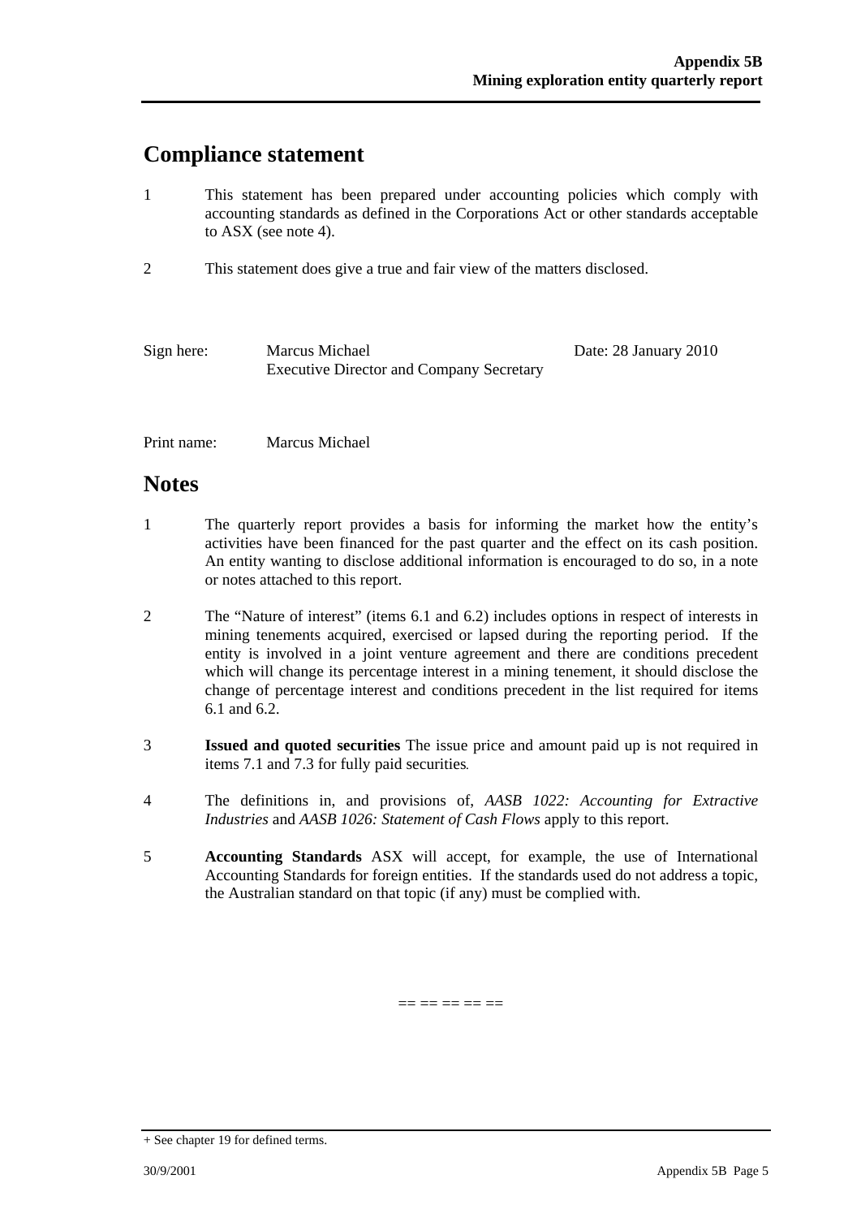## Compliance statement

1 This statement has been prepared under accounting policies which comply with accounting standards as defined in the Corporations Act or other standards acceptable to ASX (see note 4).

2 This statement does give a true and fair view of the matters disclosed.

Sign here: Marcus Michael Date: 28 January 2010
Executive Director and Company Secretary

Print name: Marcus Michael

## Notes

1 The quarterly report provides a basis for informing the market how the entity's activities have been financed for the past quarter and the effect on its cash position. An entity wanting to disclose additional information is encouraged to do so, in a note or notes attached to this report.

2 The "Nature of interest" (items 6.1 and 6.2) includes options in respect of interests in mining tenements acquired, exercised or lapsed during the reporting period. If the entity is involved in a joint venture agreement and there are conditions precedent which will change its percentage interest in a mining tenement, it should disclose the change of percentage interest and conditions precedent in the list required for items 6.1 and 6.2.

3 **Issued and quoted securities** The issue price and amount paid up is not required in items 7.1 and 7.3 for fully paid securities.

4 The definitions in, and provisions of, *AASB 1022: Accounting for Extractive Industries* and *AASB 1026: Statement of Cash Flows* apply to this report.

5 **Accounting Standards** ASX will accept, for example, the use of International Accounting Standards for foreign entities. If the standards used do not address a topic, the Australian standard on that topic (if any) must be complied with.

== == == == ==

+ See chapter 19 for defined terms.